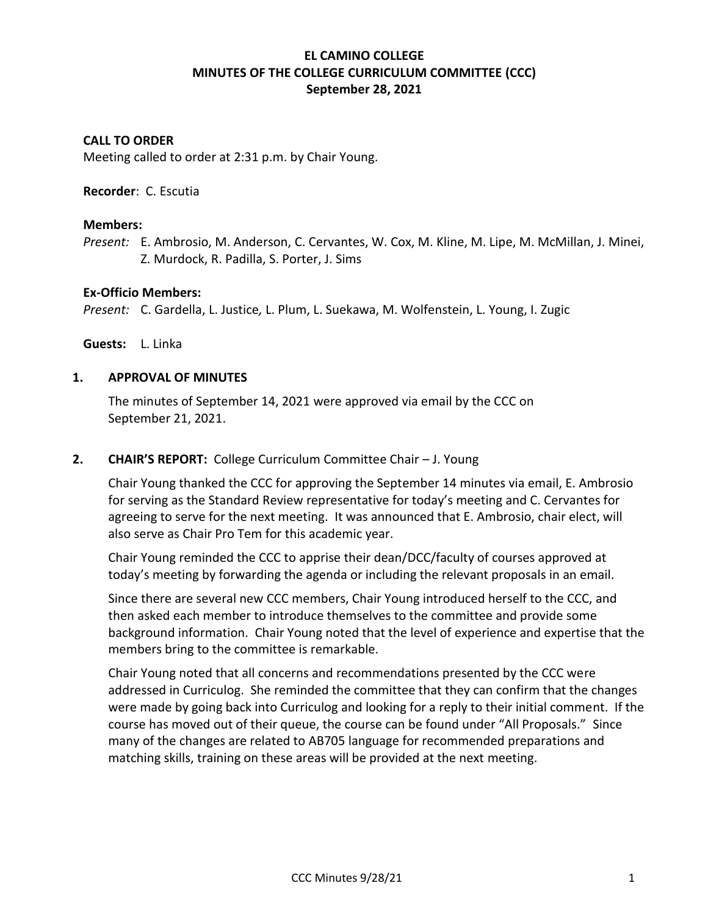# EL CAMINO COLLEGE
# MINUTES OF THE COLLEGE CURRICULUM COMMITTEE (CCC)
## September 28, 2021

**CALL TO ORDER**
Meeting called to order at 2:31 p.m. by Chair Young.

**Recorder**: C. Escutia

**Members:**
*Present:* E. Ambrosio, M. Anderson, C. Cervantes, W. Cox, M. Kline, M. Lipe, M. McMillan, J. Minei, Z. Murdock, R. Padilla, S. Porter, J. Sims

**Ex-Officio Members:**
*Present:* C. Gardella, L. Justice, L. Plum, L. Suekawa, M. Wolfenstein, L. Young, I. Zugic

**Guests:** L. Linka

**1. APPROVAL OF MINUTES**

The minutes of September 14, 2021 were approved via email by the CCC on September 21, 2021.

**2. CHAIR'S REPORT:** College Curriculum Committee Chair – J. Young

Chair Young thanked the CCC for approving the September 14 minutes via email, E. Ambrosio for serving as the Standard Review representative for today's meeting and C. Cervantes for agreeing to serve for the next meeting. It was announced that E. Ambrosio, chair elect, will also serve as Chair Pro Tem for this academic year.

Chair Young reminded the CCC to apprise their dean/DCC/faculty of courses approved at today's meeting by forwarding the agenda or including the relevant proposals in an email.

Since there are several new CCC members, Chair Young introduced herself to the CCC, and then asked each member to introduce themselves to the committee and provide some background information. Chair Young noted that the level of experience and expertise that the members bring to the committee is remarkable.

Chair Young noted that all concerns and recommendations presented by the CCC were addressed in Curriculog. She reminded the committee that they can confirm that the changes were made by going back into Curriculog and looking for a reply to their initial comment. If the course has moved out of their queue, the course can be found under "All Proposals." Since many of the changes are related to AB705 language for recommended preparations and matching skills, training on these areas will be provided at the next meeting.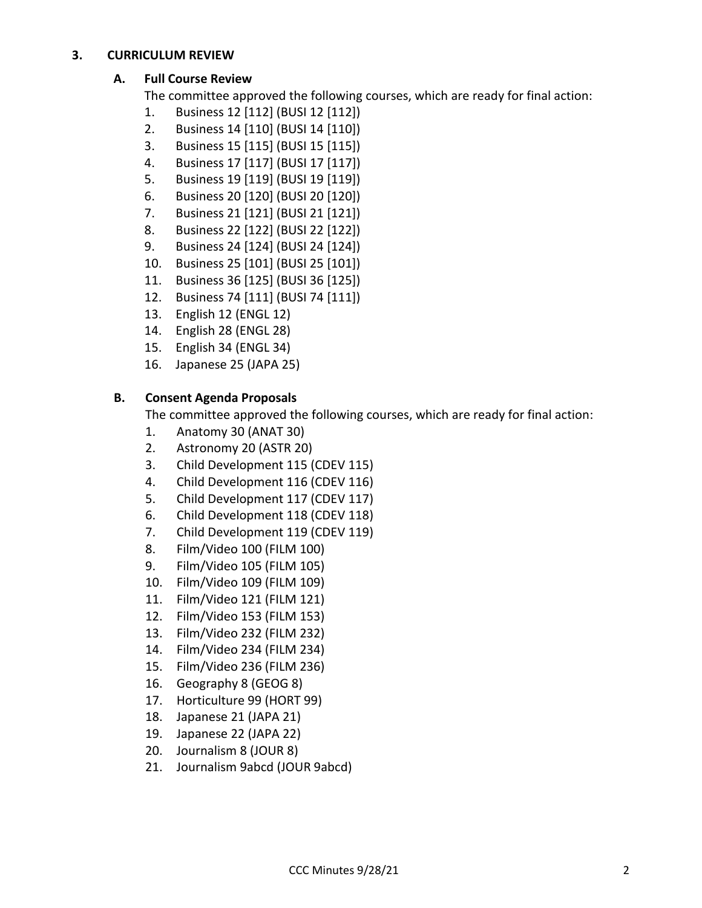## 3. CURRICULUM REVIEW

### A. Full Course Review

The committee approved the following courses, which are ready for final action:

1. Business 12 [112] (BUSI 12 [112])
2. Business 14 [110] (BUSI 14 [110])
3. Business 15 [115] (BUSI 15 [115])
4. Business 17 [117] (BUSI 17 [117])
5. Business 19 [119] (BUSI 19 [119])
6. Business 20 [120] (BUSI 20 [120])
7. Business 21 [121] (BUSI 21 [121])
8. Business 22 [122] (BUSI 22 [122])
9. Business 24 [124] (BUSI 24 [124])
10. Business 25 [101] (BUSI 25 [101])
11. Business 36 [125] (BUSI 36 [125])
12. Business 74 [111] (BUSI 74 [111])
13. English 12 (ENGL 12)
14. English 28 (ENGL 28)
15. English 34 (ENGL 34)
16. Japanese 25 (JAPA 25)

### B. Consent Agenda Proposals

The committee approved the following courses, which are ready for final action:

1. Anatomy 30 (ANAT 30)
2. Astronomy 20 (ASTR 20)
3. Child Development 115 (CDEV 115)
4. Child Development 116 (CDEV 116)
5. Child Development 117 (CDEV 117)
6. Child Development 118 (CDEV 118)
7. Child Development 119 (CDEV 119)
8. Film/Video 100 (FILM 100)
9. Film/Video 105 (FILM 105)
10. Film/Video 109 (FILM 109)
11. Film/Video 121 (FILM 121)
12. Film/Video 153 (FILM 153)
13. Film/Video 232 (FILM 232)
14. Film/Video 234 (FILM 234)
15. Film/Video 236 (FILM 236)
16. Geography 8 (GEOG 8)
17. Horticulture 99 (HORT 99)
18. Japanese 21 (JAPA 21)
19. Japanese 22 (JAPA 22)
20. Journalism 8 (JOUR 8)
21. Journalism 9abcd (JOUR 9abcd)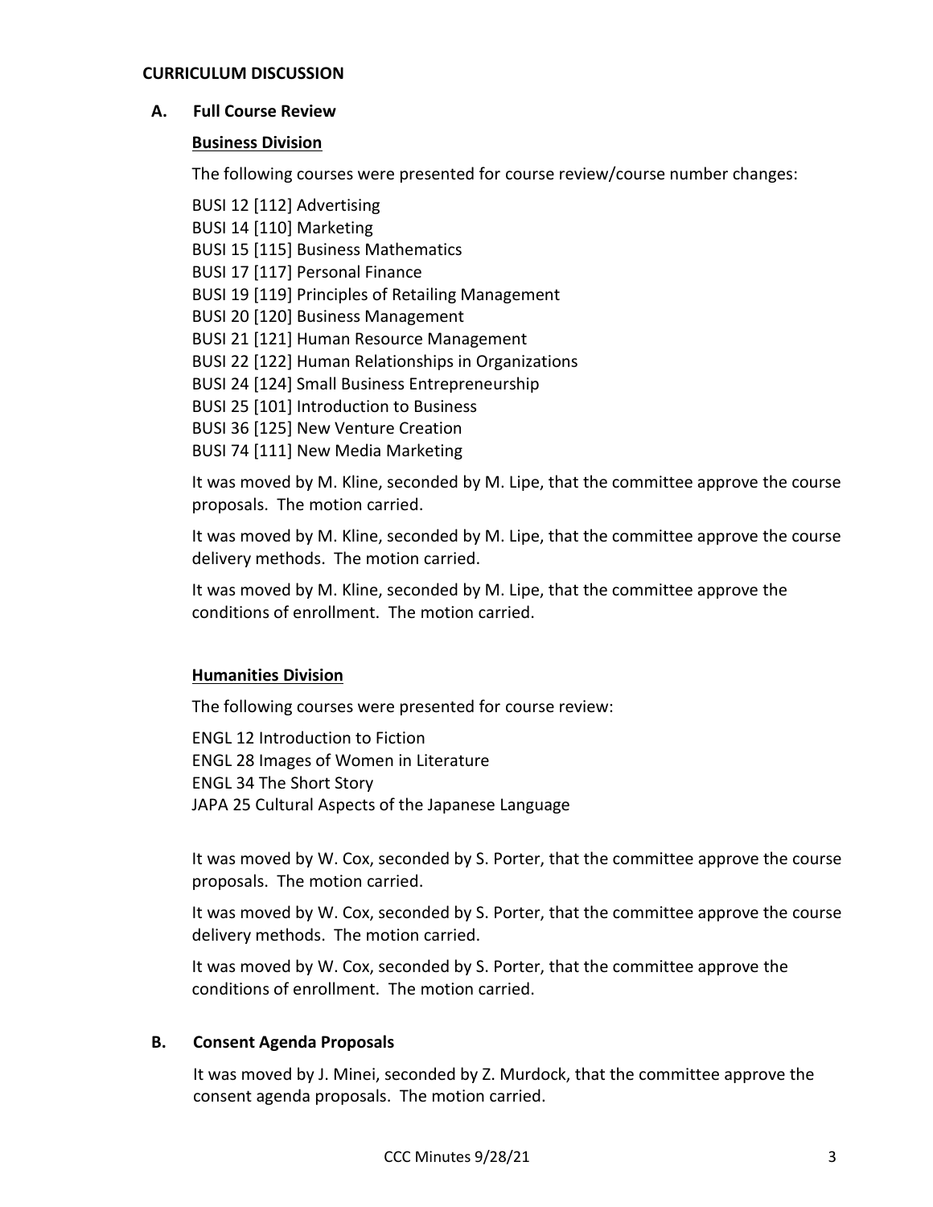**CURRICULUM DISCUSSION**

**A. Full Course Review**

**Business Division**

The following courses were presented for course review/course number changes:

BUSI 12 [112] Advertising
BUSI 14 [110] Marketing
BUSI 15 [115] Business Mathematics
BUSI 17 [117] Personal Finance
BUSI 19 [119] Principles of Retailing Management
BUSI 20 [120] Business Management
BUSI 21 [121] Human Resource Management
BUSI 22 [122] Human Relationships in Organizations
BUSI 24 [124] Small Business Entrepreneurship
BUSI 25 [101] Introduction to Business
BUSI 36 [125] New Venture Creation
BUSI 74 [111] New Media Marketing

It was moved by M. Kline, seconded by M. Lipe, that the committee approve the course proposals. The motion carried.

It was moved by M. Kline, seconded by M. Lipe, that the committee approve the course delivery methods. The motion carried.

It was moved by M. Kline, seconded by M. Lipe, that the committee approve the conditions of enrollment. The motion carried.

**Humanities Division**

The following courses were presented for course review:

ENGL 12 Introduction to Fiction
ENGL 28 Images of Women in Literature
ENGL 34 The Short Story
JAPA 25 Cultural Aspects of the Japanese Language

It was moved by W. Cox, seconded by S. Porter, that the committee approve the course proposals. The motion carried.

It was moved by W. Cox, seconded by S. Porter, that the committee approve the course delivery methods. The motion carried.

It was moved by W. Cox, seconded by S. Porter, that the committee approve the conditions of enrollment. The motion carried.

**B. Consent Agenda Proposals**

It was moved by J. Minei, seconded by Z. Murdock, that the committee approve the consent agenda proposals. The motion carried.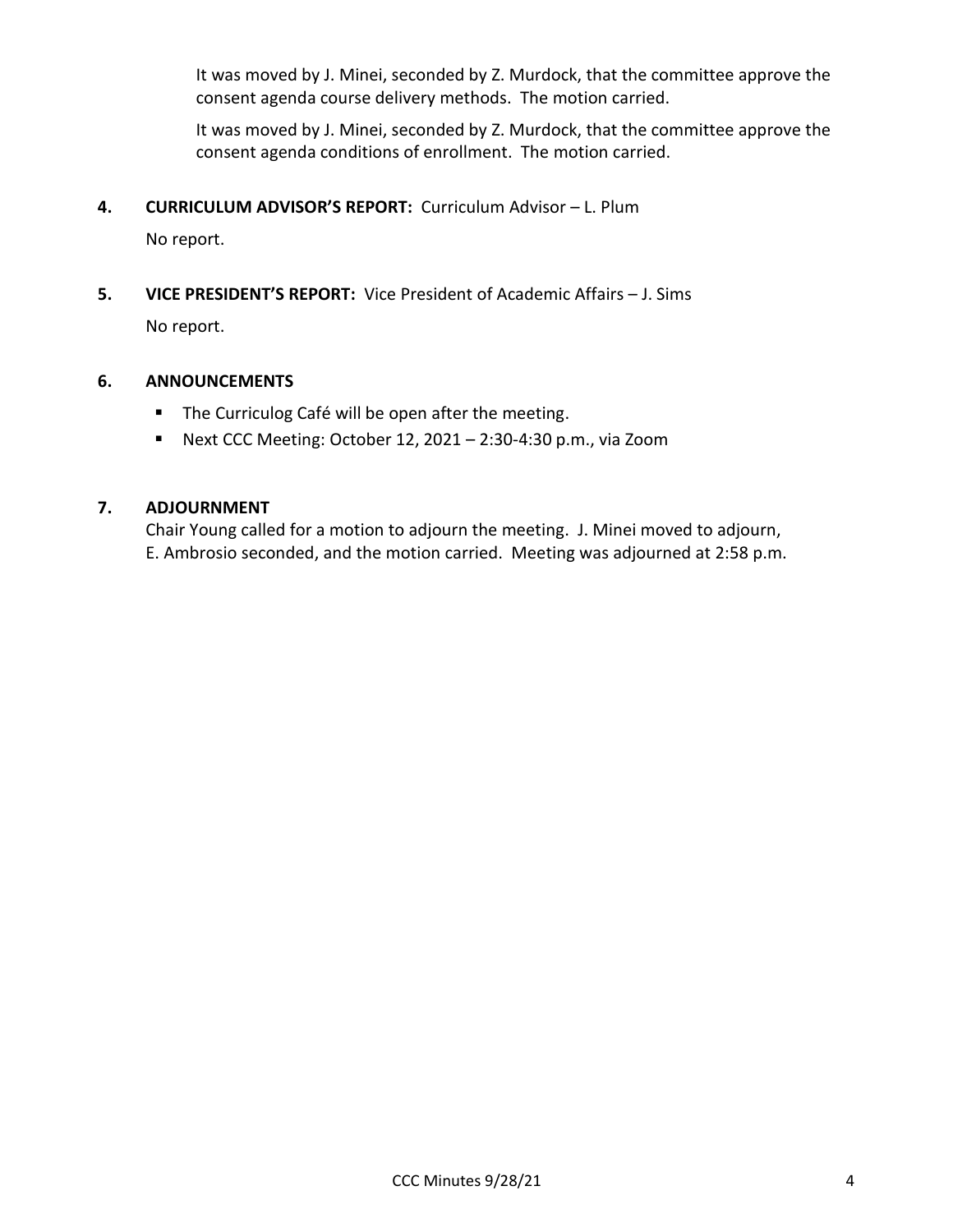It was moved by J. Minei, seconded by Z. Murdock, that the committee approve the consent agenda course delivery methods. The motion carried.

It was moved by J. Minei, seconded by Z. Murdock, that the committee approve the consent agenda conditions of enrollment. The motion carried.

**4. CURRICULUM ADVISOR'S REPORT:** Curriculum Advisor – L. Plum

No report.

**5. VICE PRESIDENT'S REPORT:** Vice President of Academic Affairs – J. Sims

No report.

**6. ANNOUNCEMENTS**

- The Curriculog Café will be open after the meeting.
- Next CCC Meeting: October 12, 2021 – 2:30-4:30 p.m., via Zoom

**7. ADJOURNMENT**

Chair Young called for a motion to adjourn the meeting. J. Minei moved to adjourn, E. Ambrosio seconded, and the motion carried. Meeting was adjourned at 2:58 p.m.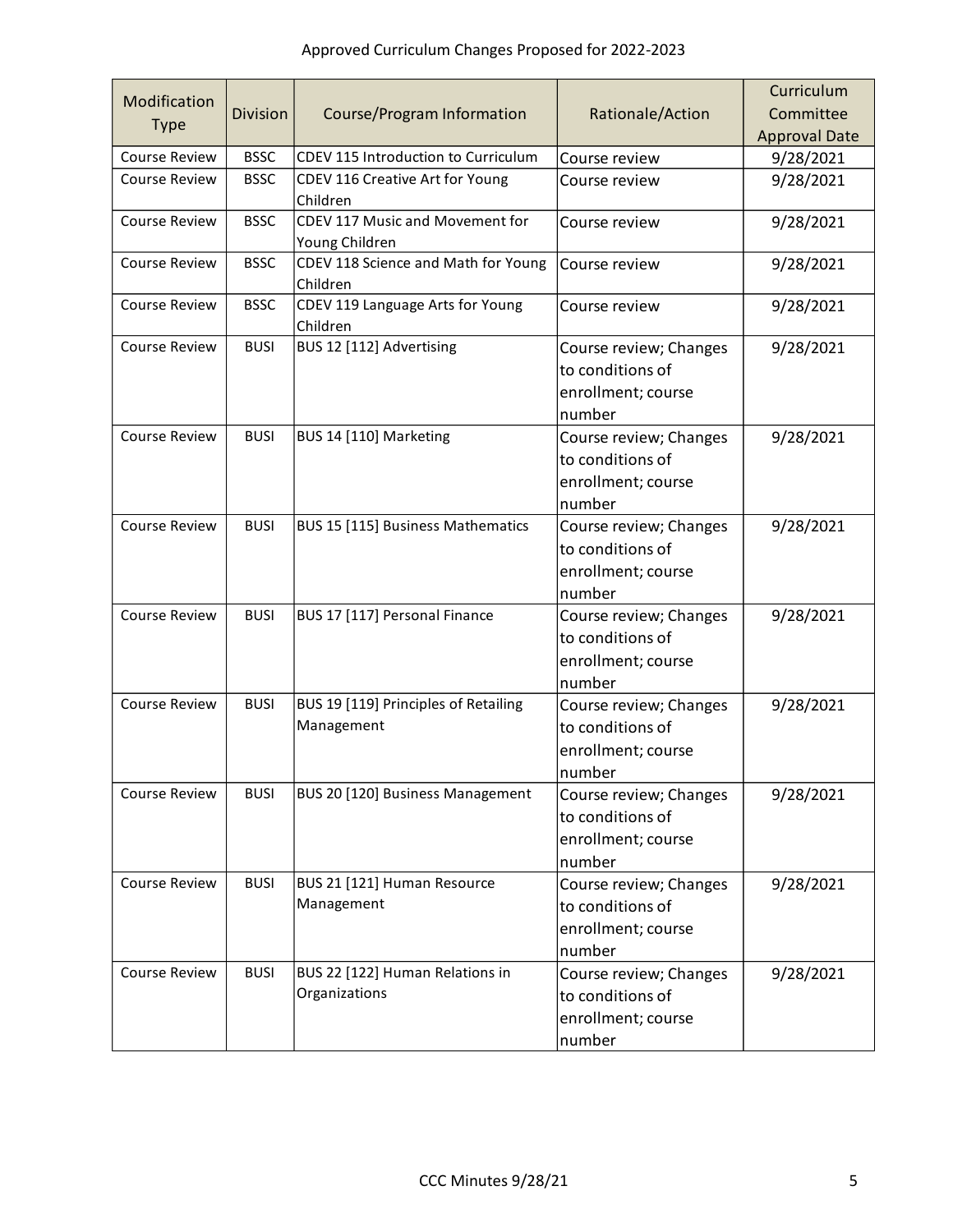Approved Curriculum Changes Proposed for 2022-2023

| Modification Type | Division | Course/Program Information | Rationale/Action | Curriculum Committee Approval Date |
|---|---|---|---|---|
| Course Review | BSSC | CDEV 115 Introduction to Curriculum | Course review | 9/28/2021 |
| Course Review | BSSC | CDEV 116 Creative Art for Young Children | Course review | 9/28/2021 |
| Course Review | BSSC | CDEV 117 Music and Movement for Young Children | Course review | 9/28/2021 |
| Course Review | BSSC | CDEV 118 Science and Math for Young Children | Course review | 9/28/2021 |
| Course Review | BSSC | CDEV 119 Language Arts for Young Children | Course review | 9/28/2021 |
| Course Review | BUSI | BUS 12 [112] Advertising | Course review; Changes to conditions of enrollment; course number | 9/28/2021 |
| Course Review | BUSI | BUS 14 [110] Marketing | Course review; Changes to conditions of enrollment; course number | 9/28/2021 |
| Course Review | BUSI | BUS 15 [115] Business Mathematics | Course review; Changes to conditions of enrollment; course number | 9/28/2021 |
| Course Review | BUSI | BUS 17 [117] Personal Finance | Course review; Changes to conditions of enrollment; course number | 9/28/2021 |
| Course Review | BUSI | BUS 19 [119] Principles of Retailing Management | Course review; Changes to conditions of enrollment; course number | 9/28/2021 |
| Course Review | BUSI | BUS 20 [120] Business Management | Course review; Changes to conditions of enrollment; course number | 9/28/2021 |
| Course Review | BUSI | BUS 21 [121] Human Resource Management | Course review; Changes to conditions of enrollment; course number | 9/28/2021 |
| Course Review | BUSI | BUS 22 [122] Human Relations in Organizations | Course review; Changes to conditions of enrollment; course number | 9/28/2021 |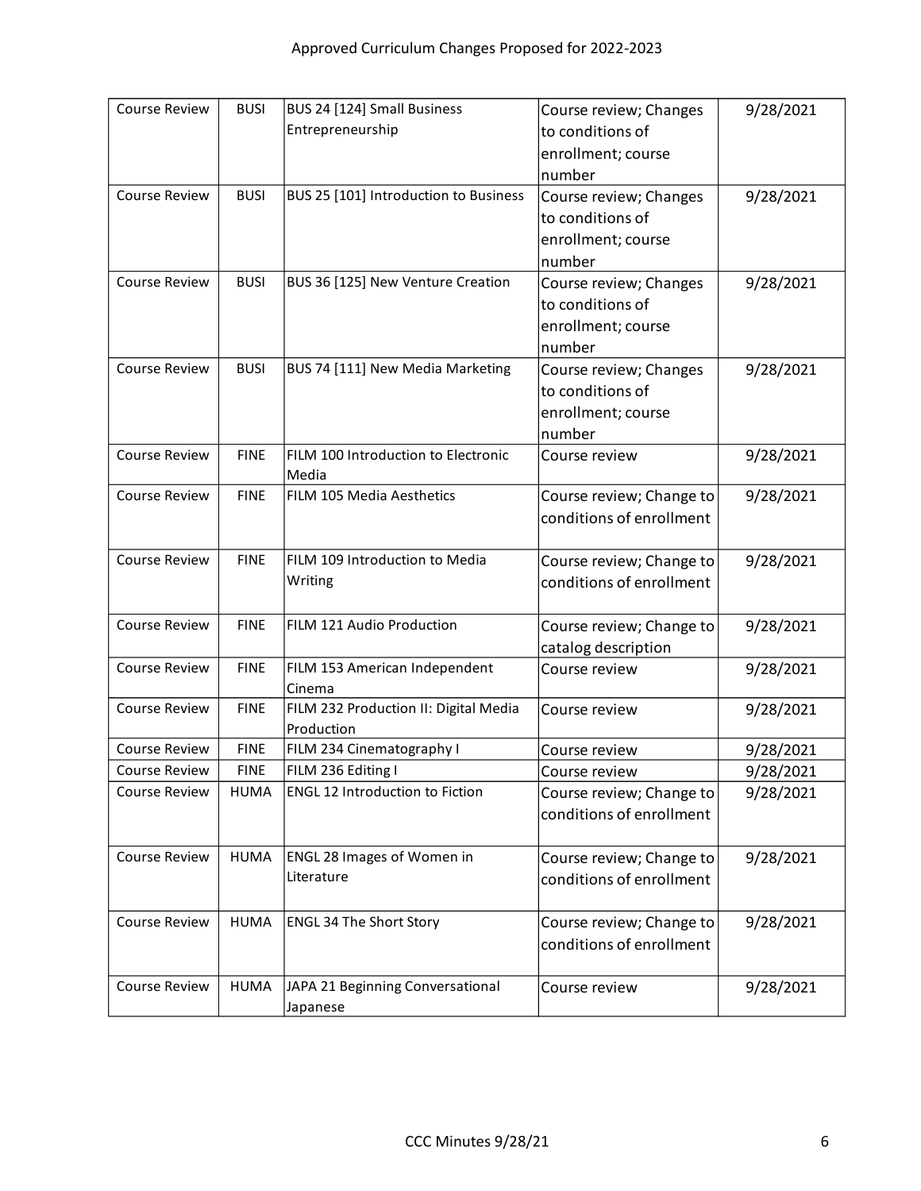| | | | | |
|---|---|---|---|---|
| Course Review | BUSI | BUS 24 [124] Small Business Entrepreneurship | Course review; Changes to conditions of enrollment; course number | 9/28/2021 |
| Course Review | BUSI | BUS 25 [101] Introduction to Business | Course review; Changes to conditions of enrollment; course number | 9/28/2021 |
| Course Review | BUSI | BUS 36 [125] New Venture Creation | Course review; Changes to conditions of enrollment; course number | 9/28/2021 |
| Course Review | BUSI | BUS 74 [111] New Media Marketing | Course review; Changes to conditions of enrollment; course number | 9/28/2021 |
| Course Review | FINE | FILM 100 Introduction to Electronic Media | Course review | 9/28/2021 |
| Course Review | FINE | FILM 105 Media Aesthetics | Course review; Change to conditions of enrollment | 9/28/2021 |
| Course Review | FINE | FILM 109 Introduction to Media Writing | Course review; Change to conditions of enrollment | 9/28/2021 |
| Course Review | FINE | FILM 121 Audio Production | Course review; Change to catalog description | 9/28/2021 |
| Course Review | FINE | FILM 153 American Independent Cinema | Course review | 9/28/2021 |
| Course Review | FINE | FILM 232 Production II: Digital Media Production | Course review | 9/28/2021 |
| Course Review | FINE | FILM 234 Cinematography I | Course review | 9/28/2021 |
| Course Review | FINE | FILM 236 Editing I | Course review | 9/28/2021 |
| Course Review | HUMA | ENGL 12 Introduction to Fiction | Course review; Change to conditions of enrollment | 9/28/2021 |
| Course Review | HUMA | ENGL 28 Images of Women in Literature | Course review; Change to conditions of enrollment | 9/28/2021 |
| Course Review | HUMA | ENGL 34 The Short Story | Course review; Change to conditions of enrollment | 9/28/2021 |
| Course Review | HUMA | JAPA 21 Beginning Conversational Japanese | Course review | 9/28/2021 |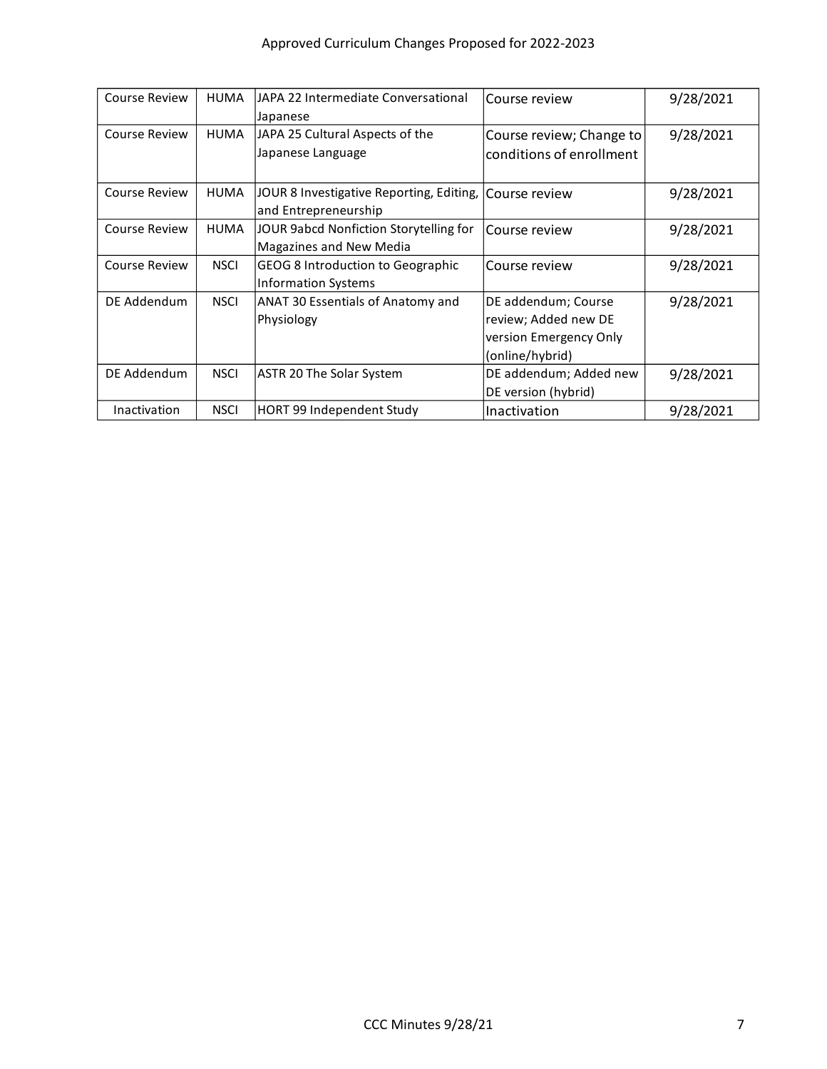| | | | | |
|---|---|---|---|---|
| Course Review | HUMA | JAPA 22 Intermediate Conversational Japanese | Course review | 9/28/2021 |
| Course Review | HUMA | JAPA 25 Cultural Aspects of the Japanese Language | Course review; Change to conditions of enrollment | 9/28/2021 |
| Course Review | HUMA | JOUR 8 Investigative Reporting, Editing, and Entrepreneurship | Course review | 9/28/2021 |
| Course Review | HUMA | JOUR 9abcd Nonfiction Storytelling for Magazines and New Media | Course review | 9/28/2021 |
| Course Review | NSCI | GEOG 8 Introduction to Geographic Information Systems | Course review | 9/28/2021 |
| DE Addendum | NSCI | ANAT 30 Essentials of Anatomy and Physiology | DE addendum; Course review; Added new DE version Emergency Only (online/hybrid) | 9/28/2021 |
| DE Addendum | NSCI | ASTR 20 The Solar System | DE addendum; Added new DE version (hybrid) | 9/28/2021 |
| Inactivation | NSCI | HORT 99 Independent Study | Inactivation | 9/28/2021 |